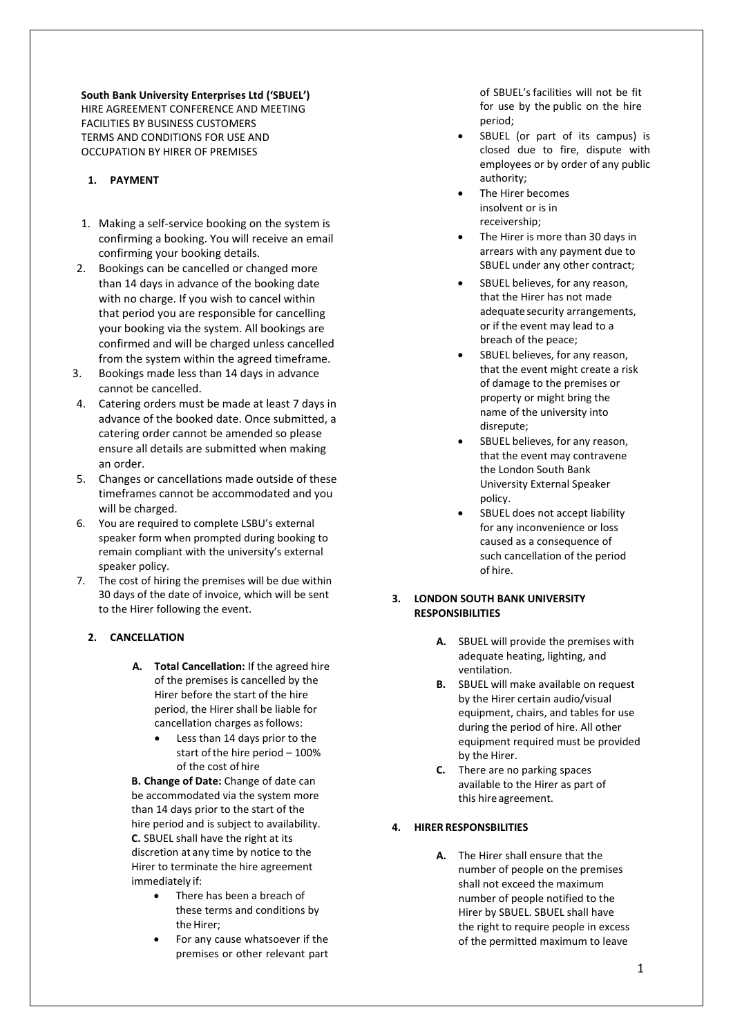**South Bank University Enterprises Ltd ('SBUEL')**
HIRE AGREEMENT CONFERENCE AND MEETING FACILITIES BY BUSINESS CUSTOMERS
TERMS AND CONDITIONS FOR USE AND OCCUPATION BY HIRER OF PREMISES

## 1. PAYMENT

1. Making a self-service booking on the system is confirming a booking. You will receive an email confirming your booking details.
2. Bookings can be cancelled or changed more than 14 days in advance of the booking date with no charge. If you wish to cancel within that period you are responsible for cancelling your booking via the system. All bookings are confirmed and will be charged unless cancelled from the system within the agreed timeframe.
3. Bookings made less than 14 days in advance cannot be cancelled.
4. Catering orders must be made at least 7 days in advance of the booked date. Once submitted, a catering order cannot be amended so please ensure all details are submitted when making an order.
5. Changes or cancellations made outside of these timeframes cannot be accommodated and you will be charged.
6. You are required to complete LSBU's external speaker form when prompted during booking to remain compliant with the university's external speaker policy.
7. The cost of hiring the premises will be due within 30 days of the date of invoice, which will be sent to the Hirer following the event.

## 2. CANCELLATION

**A. Total Cancellation:** If the agreed hire of the premises is cancelled by the Hirer before the start of the hire period, the Hirer shall be liable for cancellation charges as follows:

- Less than 14 days prior to the start of the hire period – 100% of the cost of hire

**B. Change of Date:** Change of date can be accommodated via the system more than 14 days prior to the start of the hire period and is subject to availability.

**C.** SBUEL shall have the right at its discretion at any time by notice to the Hirer to terminate the hire agreement immediately if:

- There has been a breach of these terms and conditions by the Hirer;
- For any cause whatsoever if the premises or other relevant part of SBUEL's facilities will not be fit for use by the public on the hire period;
- SBUEL (or part of its campus) is closed due to fire, dispute with employees or by order of any public authority;
- The Hirer becomes insolvent or is in receivership;
- The Hirer is more than 30 days in arrears with any payment due to SBUEL under any other contract;
- SBUEL believes, for any reason, that the Hirer has not made adequate security arrangements, or if the event may lead to a breach of the peace;
- SBUEL believes, for any reason, that the event might create a risk of damage to the premises or property or might bring the name of the university into disrepute;
- SBUEL believes, for any reason, that the event may contravene the London South Bank University External Speaker policy.
- SBUEL does not accept liability for any inconvenience or loss caused as a consequence of such cancellation of the period of hire.

## 3. LONDON SOUTH BANK UNIVERSITY RESPONSIBILITIES

**A.** SBUEL will provide the premises with adequate heating, lighting, and ventilation.

**B.** SBUEL will make available on request by the Hirer certain audio/visual equipment, chairs, and tables for use during the period of hire. All other equipment required must be provided by the Hirer.

**C.** There are no parking spaces available to the Hirer as part of this hire agreement.

## 4. HIRER RESPONSBILITIES

**A.** The Hirer shall ensure that the number of people on the premises shall not exceed the maximum number of people notified to the Hirer by SBUEL. SBUEL shall have the right to require people in excess of the permitted maximum to leave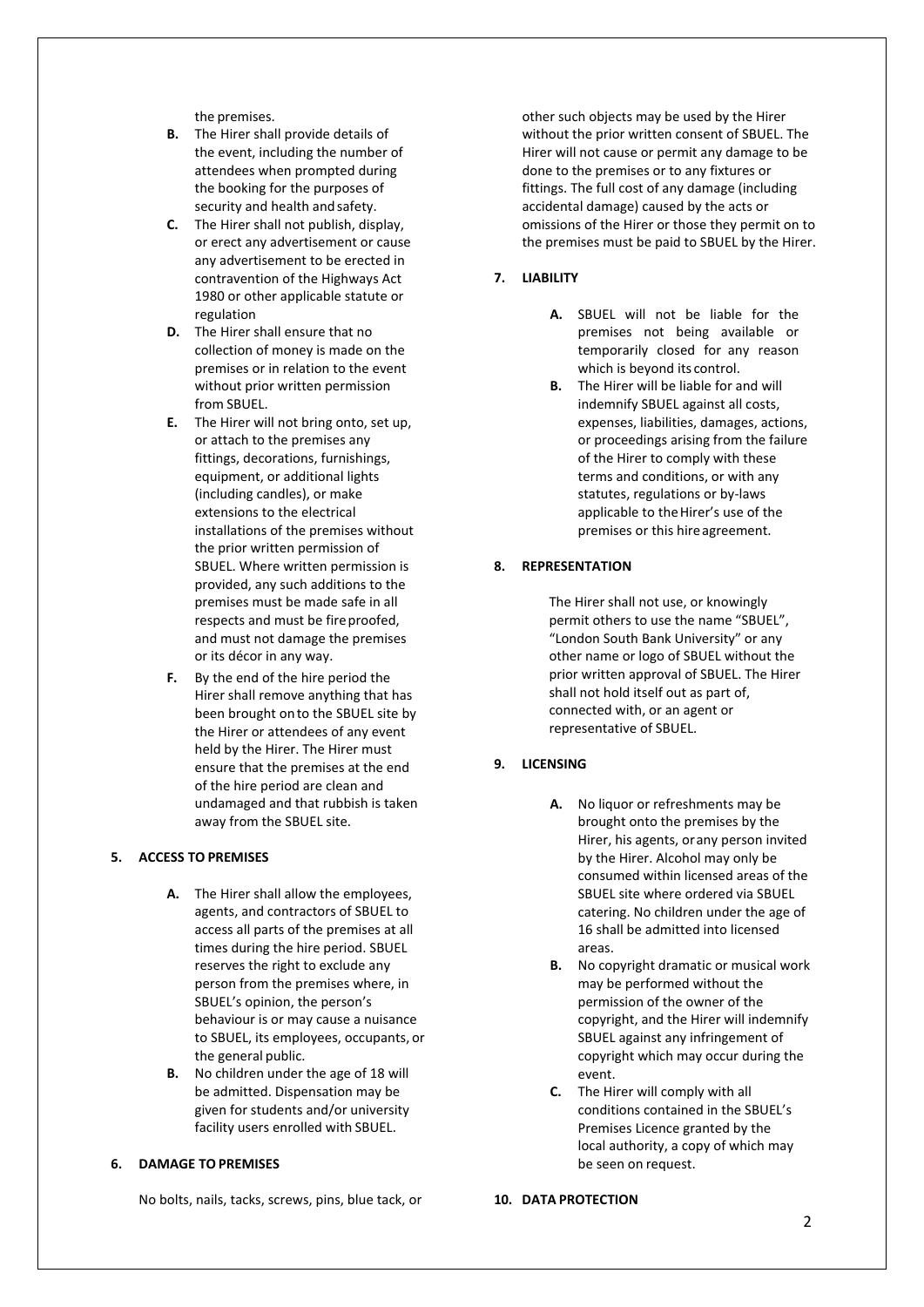the premises.

- **B.** The Hirer shall provide details of the event, including the number of attendees when prompted during the booking for the purposes of security and health and safety.
- **C.** The Hirer shall not publish, display, or erect any advertisement or cause any advertisement to be erected in contravention of the Highways Act 1980 or other applicable statute or regulation
- **D.** The Hirer shall ensure that no collection of money is made on the premises or in relation to the event without prior written permission from SBUEL.
- **E.** The Hirer will not bring onto, set up, or attach to the premises any fittings, decorations, furnishings, equipment, or additional lights (including candles), or make extensions to the electrical installations of the premises without the prior written permission of SBUEL. Where written permission is provided, any such additions to the premises must be made safe in all respects and must be fire proofed, and must not damage the premises or its décor in any way.
- **F.** By the end of the hire period the Hirer shall remove anything that has been brought on to the SBUEL site by the Hirer or attendees of any event held by the Hirer. The Hirer must ensure that the premises at the end of the hire period are clean and undamaged and that rubbish is taken away from the SBUEL site.

**5. ACCESS TO PREMISES**

- **A.** The Hirer shall allow the employees, agents, and contractors of SBUEL to access all parts of the premises at all times during the hire period. SBUEL reserves the right to exclude any person from the premises where, in SBUEL's opinion, the person's behaviour is or may cause a nuisance to SBUEL, its employees, occupants, or the general public.
- **B.** No children under the age of 18 will be admitted. Dispensation may be given for students and/or university facility users enrolled with SBUEL.

**6. DAMAGE TO PREMISES**

No bolts, nails, tacks, screws, pins, blue tack, or other such objects may be used by the Hirer without the prior written consent of SBUEL. The Hirer will not cause or permit any damage to be done to the premises or to any fixtures or fittings. The full cost of any damage (including accidental damage) caused by the acts or omissions of the Hirer or those they permit on to the premises must be paid to SBUEL by the Hirer.

**7. LIABILITY**

- **A.** SBUEL will not be liable for the premises not being available or temporarily closed for any reason which is beyond its control.
- **B.** The Hirer will be liable for and will indemnify SBUEL against all costs, expenses, liabilities, damages, actions, or proceedings arising from the failure of the Hirer to comply with these terms and conditions, or with any statutes, regulations or by-laws applicable to the Hirer's use of the premises or this hire agreement.

**8. REPRESENTATION**

The Hirer shall not use, or knowingly permit others to use the name "SBUEL", "London South Bank University" or any other name or logo of SBUEL without the prior written approval of SBUEL. The Hirer shall not hold itself out as part of, connected with, or an agent or representative of SBUEL.

**9. LICENSING**

- **A.** No liquor or refreshments may be brought onto the premises by the Hirer, his agents, or any person invited by the Hirer. Alcohol may only be consumed within licensed areas of the SBUEL site where ordered via SBUEL catering. No children under the age of 16 shall be admitted into licensed areas.
- **B.** No copyright dramatic or musical work may be performed without the permission of the owner of the copyright, and the Hirer will indemnify SBUEL against any infringement of copyright which may occur during the event.
- **C.** The Hirer will comply with all conditions contained in the SBUEL's Premises Licence granted by the local authority, a copy of which may be seen on request.

**10. DATA PROTECTION**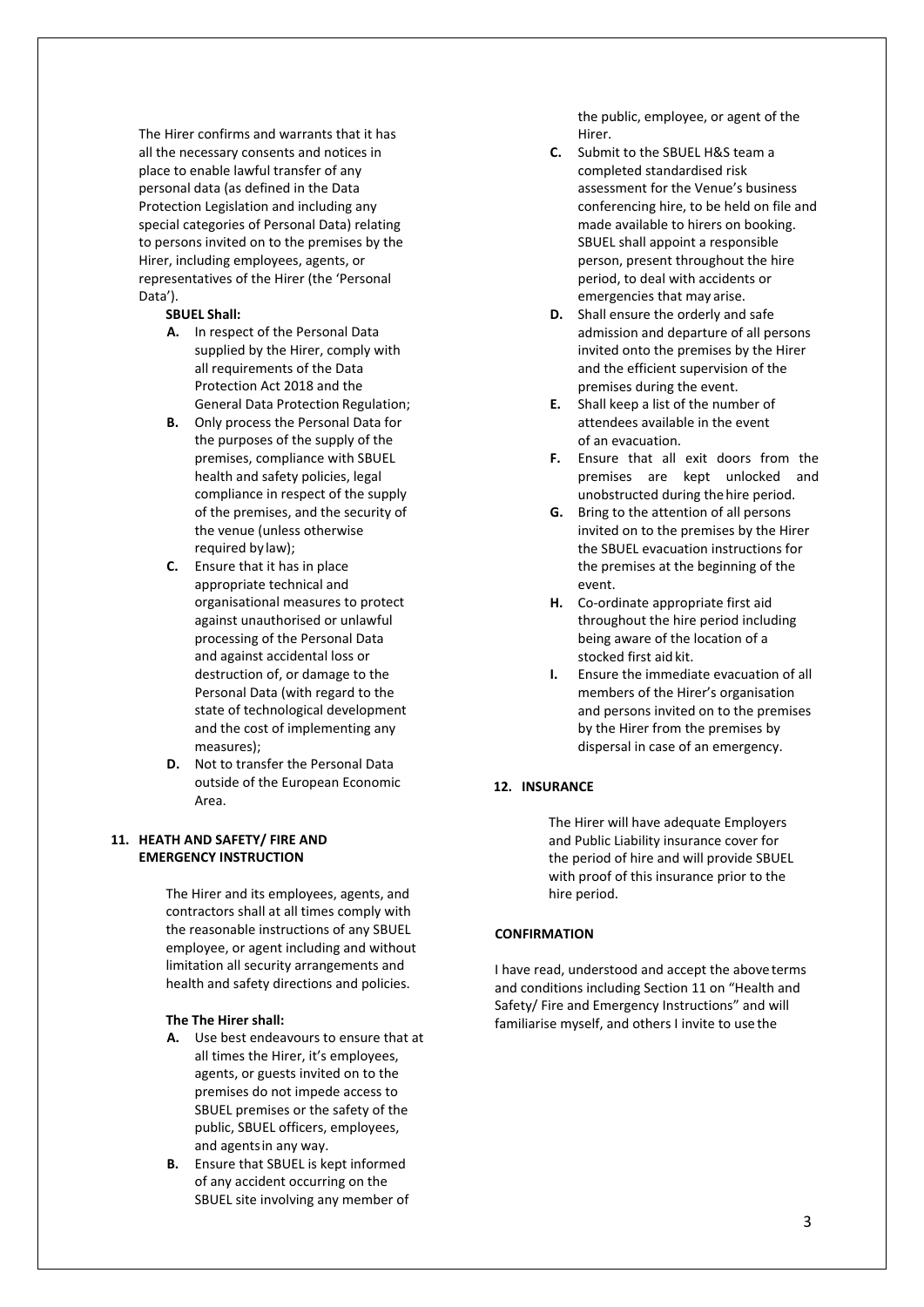The Hirer confirms and warrants that it has all the necessary consents and notices in place to enable lawful transfer of any personal data (as defined in the Data Protection Legislation and including any special categories of Personal Data) relating to persons invited on to the premises by the Hirer, including employees, agents, or representatives of the Hirer (the 'Personal Data').

**SBUEL Shall:**

- **A.** In respect of the Personal Data supplied by the Hirer, comply with all requirements of the Data Protection Act 2018 and the General Data Protection Regulation;
- **B.** Only process the Personal Data for the purposes of the supply of the premises, compliance with SBUEL health and safety policies, legal compliance in respect of the supply of the premises, and the security of the venue (unless otherwise required by law);
- **C.** Ensure that it has in place appropriate technical and organisational measures to protect against unauthorised or unlawful processing of the Personal Data and against accidental loss or destruction of, or damage to the Personal Data (with regard to the state of technological development and the cost of implementing any measures);
- **D.** Not to transfer the Personal Data outside of the European Economic Area.

## 11. HEATH AND SAFETY/ FIRE AND EMERGENCY INSTRUCTION

The Hirer and its employees, agents, and contractors shall at all times comply with the reasonable instructions of any SBUEL employee, or agent including and without limitation all security arrangements and health and safety directions and policies.

**The The Hirer shall:**

- **A.** Use best endeavours to ensure that at all times the Hirer, it's employees, agents, or guests invited on to the premises do not impede access to SBUEL premises or the safety of the public, SBUEL officers, employees, and agents in any way.
- **B.** Ensure that SBUEL is kept informed of any accident occurring on the SBUEL site involving any member of the public, employee, or agent of the Hirer.
- **C.** Submit to the SBUEL H&S team a completed standardised risk assessment for the Venue's business conferencing hire, to be held on file and made available to hirers on booking. SBUEL shall appoint a responsible person, present throughout the hire period, to deal with accidents or emergencies that may arise.
- **D.** Shall ensure the orderly and safe admission and departure of all persons invited onto the premises by the Hirer and the efficient supervision of the premises during the event.
- **E.** Shall keep a list of the number of attendees available in the event of an evacuation.
- **F.** Ensure that all exit doors from the premises are kept unlocked and unobstructed during the hire period.
- **G.** Bring to the attention of all persons invited on to the premises by the Hirer the SBUEL evacuation instructions for the premises at the beginning of the event.
- **H.** Co-ordinate appropriate first aid throughout the hire period including being aware of the location of a stocked first aid kit.
- **I.** Ensure the immediate evacuation of all members of the Hirer's organisation and persons invited on to the premises by the Hirer from the premises by dispersal in case of an emergency.

## 12. INSURANCE

The Hirer will have adequate Employers and Public Liability insurance cover for the period of hire and will provide SBUEL with proof of this insurance prior to the hire period.

**CONFIRMATION**

I have read, understood and accept the above terms and conditions including Section 11 on "Health and Safety/ Fire and Emergency Instructions" and will familiarise myself, and others I invite to use the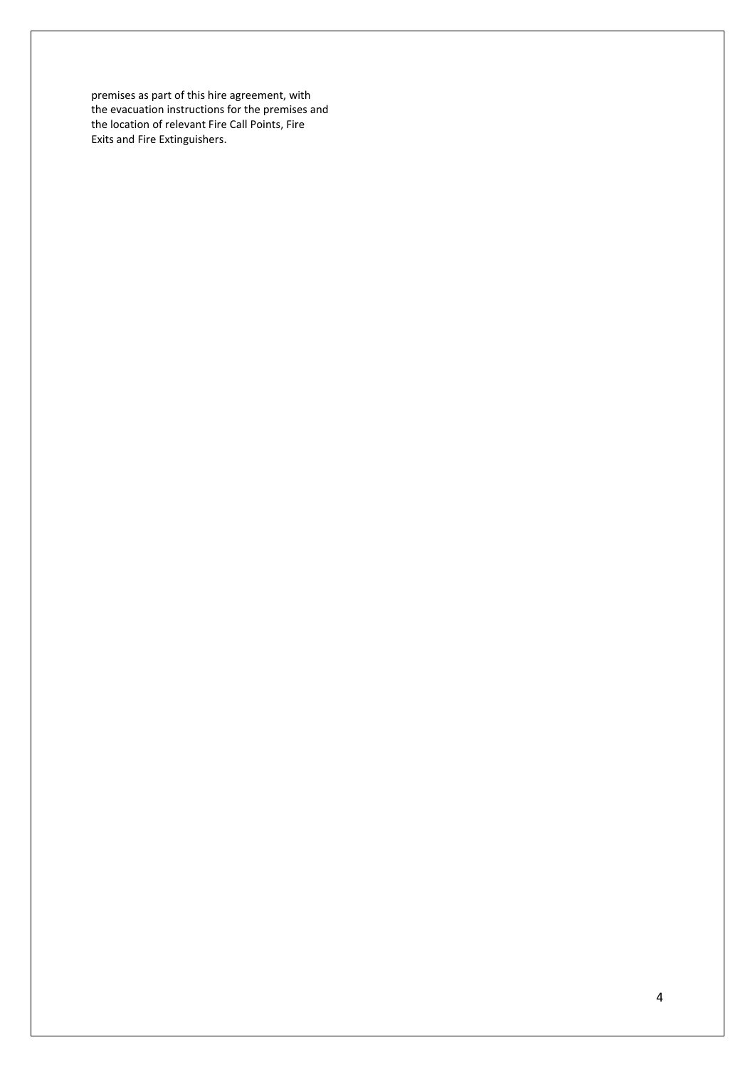premises as part of this hire agreement, with the evacuation instructions for the premises and the location of relevant Fire Call Points, Fire Exits and Fire Extinguishers.